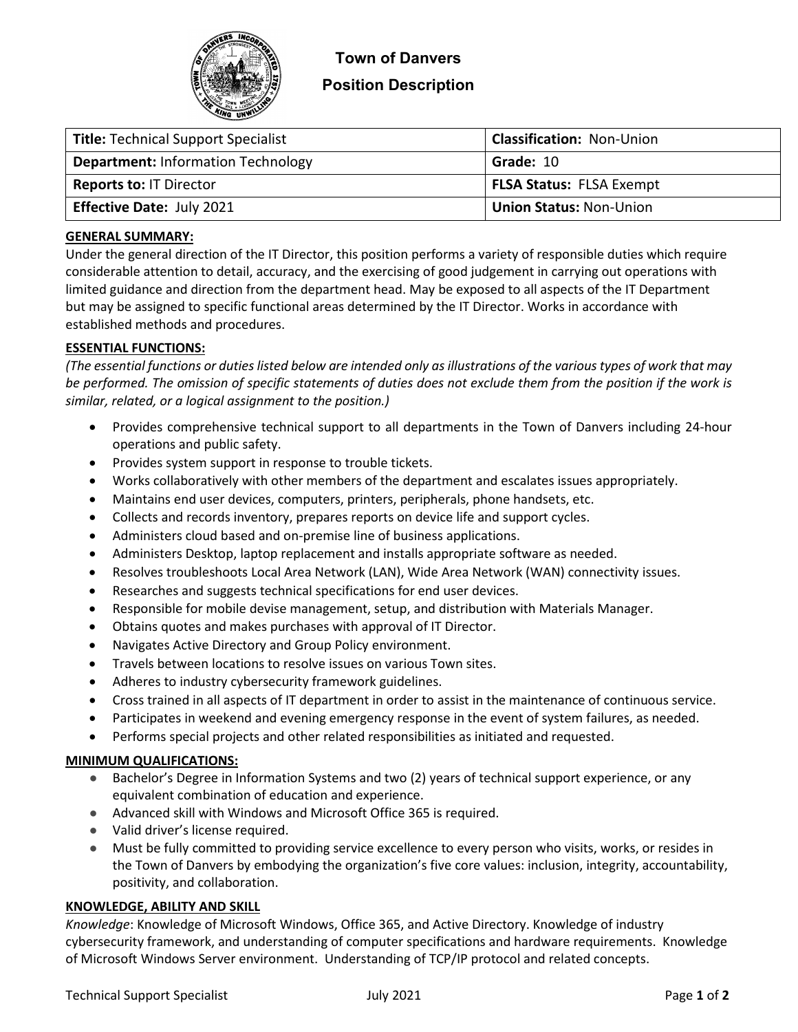# Town of Danvers

## Position Description

| **Title:** Technical Support Specialist | **Classification:** Non-Union |
|---|---|
| **Department:** Information Technology | **Grade:** 10 |
| **Reports to:** IT Director | **FLSA Status:** FLSA Exempt |
| **Effective Date:** July 2021 | **Union Status:** Non-Union |

### GENERAL SUMMARY:

Under the general direction of the IT Director, this position performs a variety of responsible duties which require considerable attention to detail, accuracy, and the exercising of good judgement in carrying out operations with limited guidance and direction from the department head. May be exposed to all aspects of the IT Department but may be assigned to specific functional areas determined by the IT Director. Works in accordance with established methods and procedures.

### ESSENTIAL FUNCTIONS:

*(The essential functions or duties listed below are intended only as illustrations of the various types of work that may be performed. The omission of specific statements of duties does not exclude them from the position if the work is similar, related, or a logical assignment to the position.)*

- Provides comprehensive technical support to all departments in the Town of Danvers including 24-hour operations and public safety.
- Provides system support in response to trouble tickets.
- Works collaboratively with other members of the department and escalates issues appropriately.
- Maintains end user devices, computers, printers, peripherals, phone handsets, etc.
- Collects and records inventory, prepares reports on device life and support cycles.
- Administers cloud based and on-premise line of business applications.
- Administers Desktop, laptop replacement and installs appropriate software as needed.
- Resolves troubleshoots Local Area Network (LAN), Wide Area Network (WAN) connectivity issues.
- Researches and suggests technical specifications for end user devices.
- Responsible for mobile devise management, setup, and distribution with Materials Manager.
- Obtains quotes and makes purchases with approval of IT Director.
- Navigates Active Directory and Group Policy environment.
- Travels between locations to resolve issues on various Town sites.
- Adheres to industry cybersecurity framework guidelines.
- Cross trained in all aspects of IT department in order to assist in the maintenance of continuous service.
- Participates in weekend and evening emergency response in the event of system failures, as needed.
- Performs special projects and other related responsibilities as initiated and requested.

### MINIMUM QUALIFICATIONS:

- Bachelor's Degree in Information Systems and two (2) years of technical support experience, or any equivalent combination of education and experience.
- Advanced skill with Windows and Microsoft Office 365 is required.
- Valid driver's license required.
- Must be fully committed to providing service excellence to every person who visits, works, or resides in the Town of Danvers by embodying the organization's five core values: inclusion, integrity, accountability, positivity, and collaboration.

### KNOWLEDGE, ABILITY AND SKILL

*Knowledge*: Knowledge of Microsoft Windows, Office 365, and Active Directory. Knowledge of industry cybersecurity framework, and understanding of computer specifications and hardware requirements. Knowledge of Microsoft Windows Server environment. Understanding of TCP/IP protocol and related concepts.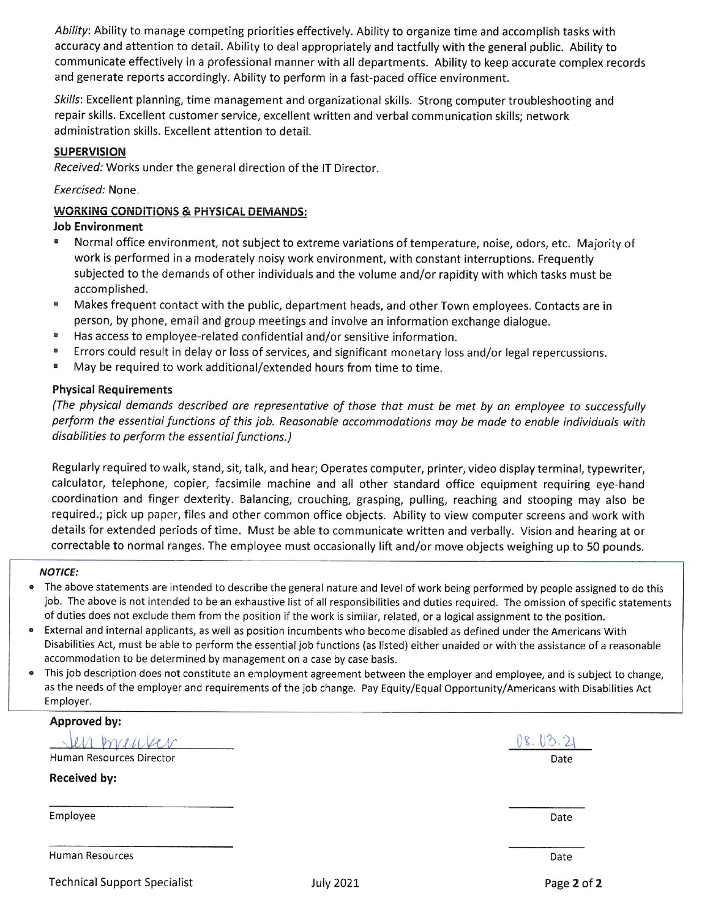*Ability*: Ability to manage competing priorities effectively. Ability to organize time and accomplish tasks with accuracy and attention to detail. Ability to deal appropriately and tactfully with the general public. Ability to communicate effectively in a professional manner with all departments. Ability to keep accurate complex records and generate reports accordingly. Ability to perform in a fast-paced office environment.

*Skills*: Excellent planning, time management and organizational skills. Strong computer troubleshooting and repair skills. Excellent customer service, excellent written and verbal communication skills; network administration skills. Excellent attention to detail.

## SUPERVISION

*Received:* Works under the general direction of the IT Director.

*Exercised:* None.

## WORKING CONDITIONS & PHYSICAL DEMANDS:

### Job Environment

- Normal office environment, not subject to extreme variations of temperature, noise, odors, etc. Majority of work is performed in a moderately noisy work environment, with constant interruptions. Frequently subjected to the demands of other individuals and the volume and/or rapidity with which tasks must be accomplished.
- Makes frequent contact with the public, department heads, and other Town employees. Contacts are in person, by phone, email and group meetings and involve an information exchange dialogue.
- Has access to employee-related confidential and/or sensitive information.
- Errors could result in delay or loss of services, and significant monetary loss and/or legal repercussions.
- May be required to work additional/extended hours from time to time.

### Physical Requirements

*(The physical demands described are representative of those that must be met by an employee to successfully perform the essential functions of this job. Reasonable accommodations may be made to enable individuals with disabilities to perform the essential functions.)*

Regularly required to walk, stand, sit, talk, and hear; Operates computer, printer, video display terminal, typewriter, calculator, telephone, copier, facsimile machine and all other standard office equipment requiring eye-hand coordination and finger dexterity. Balancing, crouching, grasping, pulling, reaching and stooping may also be required.; pick up paper, files and other common office objects. Ability to view computer screens and work with details for extended periods of time. Must be able to communicate written and verbally. Vision and hearing at or correctable to normal ranges. The employee must occasionally lift and/or move objects weighing up to 50 pounds.

***NOTICE:***

- The above statements are intended to describe the general nature and level of work being performed by people assigned to do this job. The above is not intended to be an exhaustive list of all responsibilities and duties required. The omission of specific statements of duties does not exclude them from the position if the work is similar, related, or a logical assignment to the position.
- External and internal applicants, as well as position incumbents who become disabled as defined under the Americans With Disabilities Act, must be able to perform the essential job functions (as listed) either unaided or with the assistance of a reasonable accommodation to be determined by management on a case by case basis.
- This job description does not constitute an employment agreement between the employer and employee, and is subject to change, as the needs of the employer and requirements of the job change. Pay Equity/Equal Opportunity/Americans with Disabilities Act Employer.

**Approved by:**

Jen Breaker
Human Resources Director

08.03.21
Date

**Received by:**

______________________
Employee

__________
Date

______________________
Human Resources

__________
Date

Technical Support Specialist    July 2021